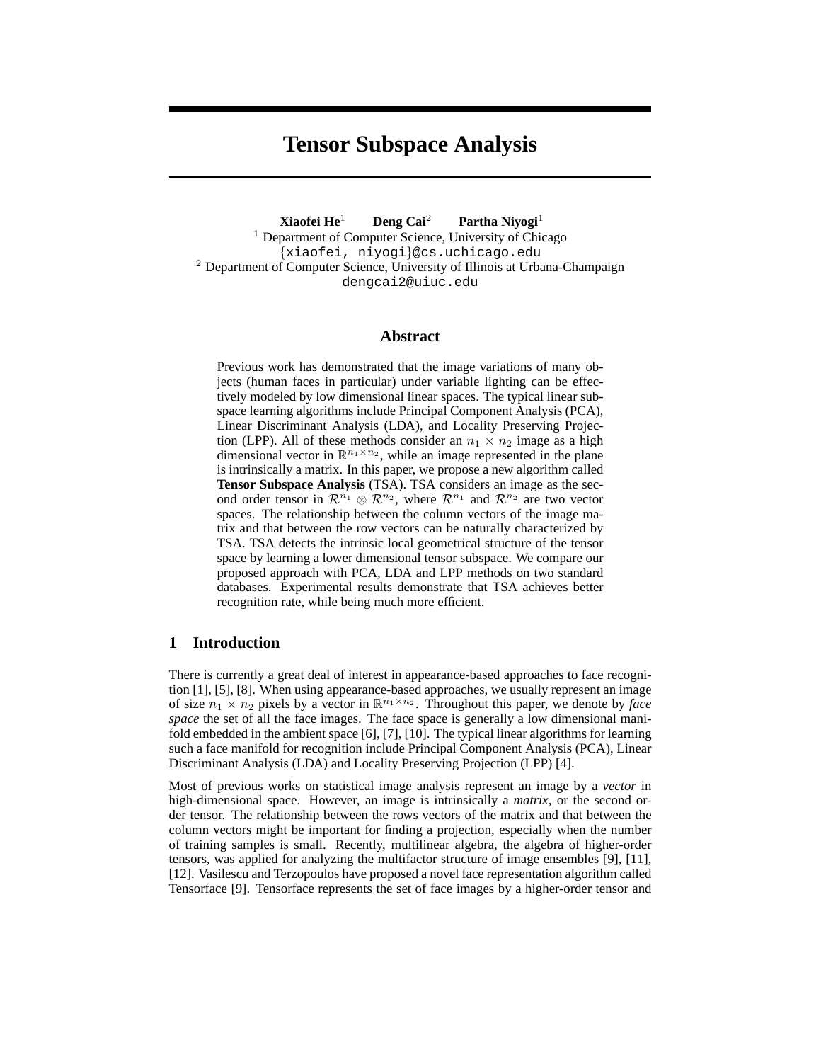# Tensor Subspace Analysis

**Xiaofei He**[1] **Deng Cai**[2] **Partha Niyogi**[1]

[1] Department of Computer Science, University of Chicago
{xiaofei, niyogi}@cs.uchicago.edu
[2] Department of Computer Science, University of Illinois at Urbana-Champaign
dengcai2@uiuc.edu

## Abstract

Previous work has demonstrated that the image variations of many objects (human faces in particular) under variable lighting can be effectively modeled by low dimensional linear spaces. The typical linear subspace learning algorithms include Principal Component Analysis (PCA), Linear Discriminant Analysis (LDA), and Locality Preserving Projection (LPP). All of these methods consider an $n_1 \times n_2$ image as a high dimensional vector in $\mathbb{R}^{n_1 \times n_2}$, while an image represented in the plane is intrinsically a matrix. In this paper, we propose a new algorithm called **Tensor Subspace Analysis** (TSA). TSA considers an image as the second order tensor in $\mathcal{R}^{n_1} \otimes \mathcal{R}^{n_2}$, where $\mathcal{R}^{n_1}$ and $\mathcal{R}^{n_2}$ are two vector spaces. The relationship between the column vectors of the image matrix and that between the row vectors can be naturally characterized by TSA. TSA detects the intrinsic local geometrical structure of the tensor space by learning a lower dimensional tensor subspace. We compare our proposed approach with PCA, LDA and LPP methods on two standard databases. Experimental results demonstrate that TSA achieves better recognition rate, while being much more efficient.

## 1 Introduction

There is currently a great deal of interest in appearance-based approaches to face recognition [1], [5], [8]. When using appearance-based approaches, we usually represent an image of size $n_1 \times n_2$ pixels by a vector in $\mathbb{R}^{n_1 \times n_2}$. Throughout this paper, we denote by *face space* the set of all the face images. The face space is generally a low dimensional manifold embedded in the ambient space [6], [7], [10]. The typical linear algorithms for learning such a face manifold for recognition include Principal Component Analysis (PCA), Linear Discriminant Analysis (LDA) and Locality Preserving Projection (LPP) [4].

Most of previous works on statistical image analysis represent an image by a *vector* in high-dimensional space. However, an image is intrinsically a *matrix*, or the second order tensor. The relationship between the rows vectors of the matrix and that between the column vectors might be important for finding a projection, especially when the number of training samples is small. Recently, multilinear algebra, the algebra of higher-order tensors, was applied for analyzing the multifactor structure of image ensembles [9], [11], [12]. Vasilescu and Terzopoulos have proposed a novel face representation algorithm called Tensorface [9]. Tensorface represents the set of face images by a higher-order tensor and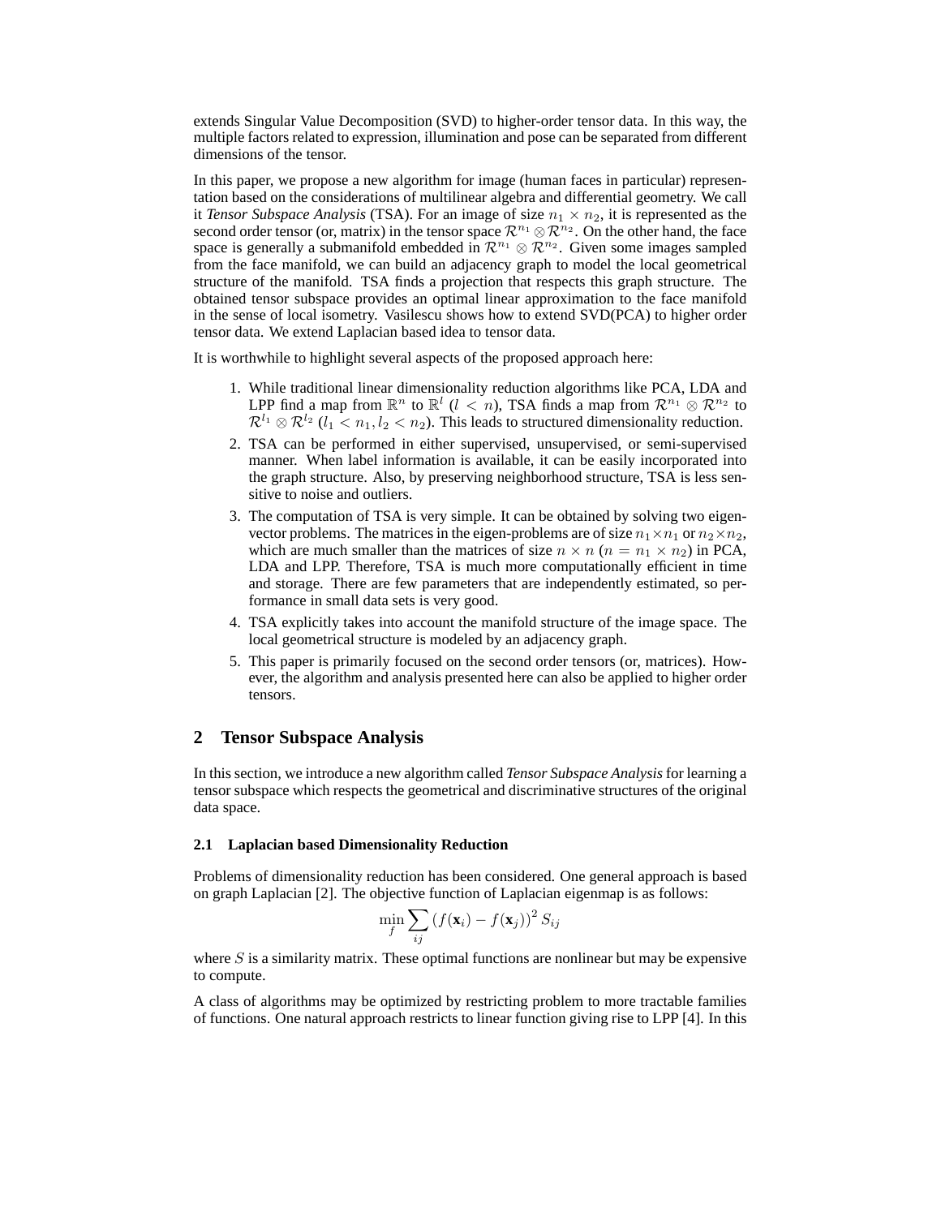extends Singular Value Decomposition (SVD) to higher-order tensor data. In this way, the multiple factors related to expression, illumination and pose can be separated from different dimensions of the tensor.

In this paper, we propose a new algorithm for image (human faces in particular) representation based on the considerations of multilinear algebra and differential geometry. We call it *Tensor Subspace Analysis* (TSA). For an image of size $n_1 \times n_2$, it is represented as the second order tensor (or, matrix) in the tensor space $\mathcal{R}^{n_1} \otimes \mathcal{R}^{n_2}$. On the other hand, the face space is generally a submanifold embedded in $\mathcal{R}^{n_1} \otimes \mathcal{R}^{n_2}$. Given some images sampled from the face manifold, we can build an adjacency graph to model the local geometrical structure of the manifold. TSA finds a projection that respects this graph structure. The obtained tensor subspace provides an optimal linear approximation to the face manifold in the sense of local isometry. Vasilescu shows how to extend SVD(PCA) to higher order tensor data. We extend Laplacian based idea to tensor data.

It is worthwhile to highlight several aspects of the proposed approach here:

1. While traditional linear dimensionality reduction algorithms like PCA, LDA and LPP find a map from $\mathbb{R}^n$ to $\mathbb{R}^l$ ($l < n$), TSA finds a map from $\mathcal{R}^{n_1} \otimes \mathcal{R}^{n_2}$ to $\mathcal{R}^{l_1} \otimes \mathcal{R}^{l_2}$ ($l_1 < n_1, l_2 < n_2$). This leads to structured dimensionality reduction.
2. TSA can be performed in either supervised, unsupervised, or semi-supervised manner. When label information is available, it can be easily incorporated into the graph structure. Also, by preserving neighborhood structure, TSA is less sensitive to noise and outliers.
3. The computation of TSA is very simple. It can be obtained by solving two eigenvector problems. The matrices in the eigen-problems are of size $n_1 \times n_1$ or $n_2 \times n_2$, which are much smaller than the matrices of size $n \times n$ ($n = n_1 \times n_2$) in PCA, LDA and LPP. Therefore, TSA is much more computationally efficient in time and storage. There are few parameters that are independently estimated, so performance in small data sets is very good.
4. TSA explicitly takes into account the manifold structure of the image space. The local geometrical structure is modeled by an adjacency graph.
5. This paper is primarily focused on the second order tensors (or, matrices). However, the algorithm and analysis presented here can also be applied to higher order tensors.

## 2 Tensor Subspace Analysis

In this section, we introduce a new algorithm called *Tensor Subspace Analysis* for learning a tensor subspace which respects the geometrical and discriminative structures of the original data space.

### 2.1 Laplacian based Dimensionality Reduction

Problems of dimensionality reduction has been considered. One general approach is based on graph Laplacian [2]. The objective function of Laplacian eigenmap is as follows:

$$\min_f \sum_{ij} \left(f(\mathbf{x}_i) - f(\mathbf{x}_j)\right)^2 S_{ij}$$

where $S$ is a similarity matrix. These optimal functions are nonlinear but may be expensive to compute.

A class of algorithms may be optimized by restricting problem to more tractable families of functions. One natural approach restricts to linear function giving rise to LPP [4]. In this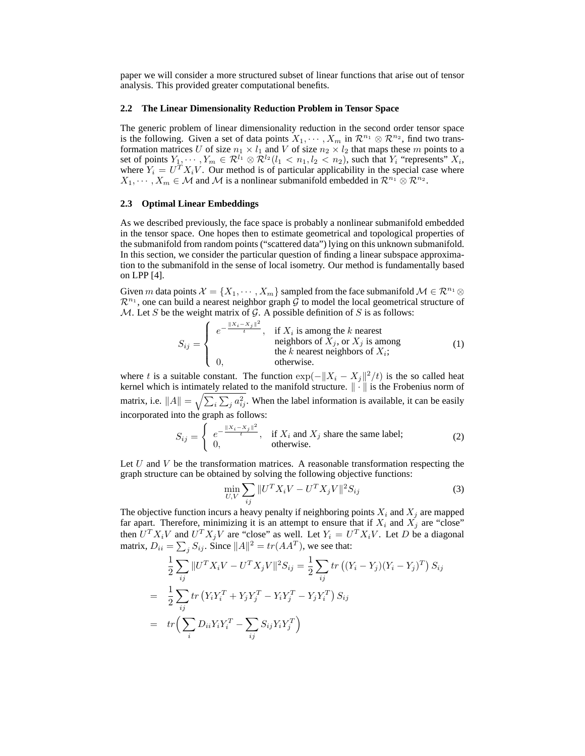paper we will consider a more structured subset of linear functions that arise out of tensor analysis. This provided greater computational benefits.

### 2.2 The Linear Dimensionality Reduction Problem in Tensor Space

The generic problem of linear dimensionality reduction in the second order tensor space is the following. Given a set of data points $X_1, \cdots, X_m$ in $\mathcal{R}^{n_1} \otimes \mathcal{R}^{n_2}$, find two transformation matrices $U$ of size $n_1 \times l_1$ and $V$ of size $n_2 \times l_2$ that maps these $m$ points to a set of points $Y_1, \cdots, Y_m \in \mathcal{R}^{l_1} \otimes \mathcal{R}^{l_2} (l_1 < n_1, l_2 < n_2)$, such that $Y_i$ "represents" $X_i$, where $Y_i = U^T X_i V$. Our method is of particular applicability in the special case where $X_1, \cdots, X_m \in \mathcal{M}$ and $\mathcal{M}$ is a nonlinear submanifold embedded in $\mathcal{R}^{n_1} \otimes \mathcal{R}^{n_2}$.

### 2.3 Optimal Linear Embeddings

As we described previously, the face space is probably a nonlinear submanifold embedded in the tensor space. One hopes then to estimate geometrical and topological properties of the submanifold from random points ("scattered data") lying on this unknown submanifold. In this section, we consider the particular question of finding a linear subspace approximation to the submanifold in the sense of local isometry. Our method is fundamentally based on LPP [4].

Given $m$ data points $\mathcal{X} = \{X_1, \cdots, X_m\}$ sampled from the face submanifold $\mathcal{M} \in \mathcal{R}^{n_1} \otimes \mathcal{R}^{n_1}$, one can build a nearest neighbor graph $\mathcal{G}$ to model the local geometrical structure of $\mathcal{M}$. Let $S$ be the weight matrix of $\mathcal{G}$. A possible definition of $S$ is as follows:

$$S_{ij} = \begin{cases} e^{-\frac{\|X_i - X_j\|^2}{t}}, & \text{if } X_i \text{ is among the } k \text{ nearest neighbors of } X_j \text{, or } X_j \text{ is among the } k \text{ nearest neighbors of } X_i; \\ 0, & \text{otherwise.} \end{cases} \tag{1}$$

where $t$ is a suitable constant. The function $\exp(-\|X_i - X_j\|^2/t)$ is the so called heat kernel which is intimately related to the manifold structure. $\|\cdot\|$ is the Frobenius norm of matrix, i.e. $\|A\| = \sqrt{\sum_i \sum_j a_{ij}^2}$. When the label information is available, it can be easily incorporated into the graph as follows:

$$S_{ij} = \begin{cases} e^{-\frac{\|X_i - X_j\|^2}{t}}, & \text{if } X_i \text{ and } X_j \text{ share the same label;} \\ 0, & \text{otherwise.} \end{cases} \tag{2}$$

Let $U$ and $V$ be the transformation matrices. A reasonable transformation respecting the graph structure can be obtained by solving the following objective functions:

$$\min_{U,V} \sum_{ij} \|U^T X_i V - U^T X_j V\|^2 S_{ij} \tag{3}$$

The objective function incurs a heavy penalty if neighboring points $X_i$ and $X_j$ are mapped far apart. Therefore, minimizing it is an attempt to ensure that if $X_i$ and $X_j$ are "close" then $U^T X_i V$ and $U^T X_j V$ are "close" as well. Let $Y_i = U^T X_i V$. Let $D$ be a diagonal matrix, $D_{ii} = \sum_j S_{ij}$. Since $\|A\|^2 = tr(AA^T)$, we see that:

$$\begin{aligned} & \frac{1}{2} \sum_{ij} \|U^T X_i V - U^T X_j V\|^2 S_{ij} = \frac{1}{2} \sum_{ij} tr\left((Y_i - Y_j)(Y_i - Y_j)^T\right) S_{ij} \\ = \; & \frac{1}{2} \sum_{ij} tr\left(Y_i Y_i^T + Y_j Y_j^T - Y_i Y_j^T - Y_j Y_i^T\right) S_{ij} \\ = \; & tr\Big(\sum_i D_{ii} Y_i Y_i^T - \sum_{ij} S_{ij} Y_i Y_j^T\Big) \end{aligned}$$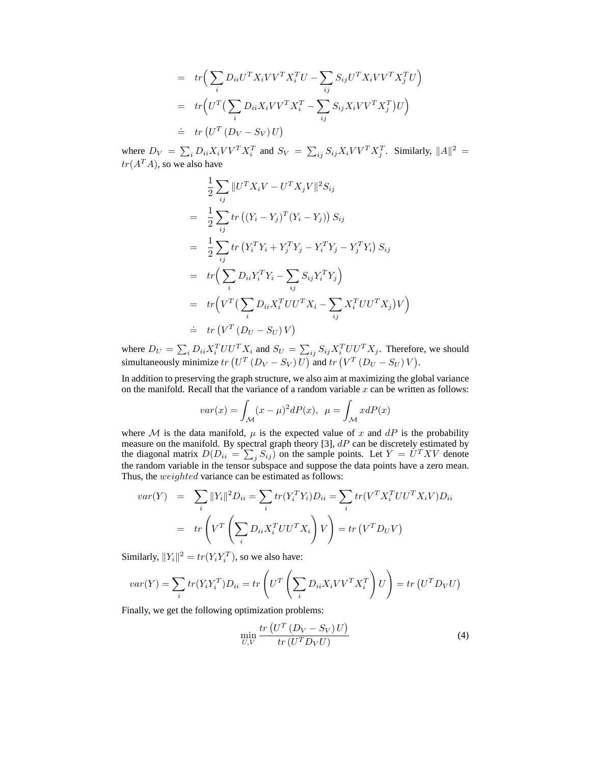$$
\begin{aligned}
&= tr\Big(\sum_i D_{ii} U^T X_i V V^T X_i^T U - \sum_{ij} S_{ij} U^T X_i V V^T X_j^T U\Big) \\
&= tr\Big(U^T \big(\sum_i D_{ii} X_i V V^T X_i^T - \sum_{ij} S_{ij} X_i V V^T X_j^T\big) U\Big) \\
&\doteq tr\left(U^T \left(D_V - S_V\right) U\right)
\end{aligned}
$$

where $D_V = \sum_i D_{ii} X_i V V^T X_i^T$ and $S_V = \sum_{ij} S_{ij} X_i V V^T X_j^T$. Similarly, $\|A\|^2 = tr(A^T A)$, so we also have

$$
\begin{aligned}
&\frac{1}{2} \sum_{ij} \|U^T X_i V - U^T X_j V\|^2 S_{ij} \\
&= \frac{1}{2} \sum_{ij} tr\left((Y_i - Y_j)^T (Y_i - Y_j)\right) S_{ij} \\
&= \frac{1}{2} \sum_{ij} tr\left(Y_i^T Y_i + Y_j^T Y_j - Y_i^T Y_j - Y_j^T Y_i\right) S_{ij} \\
&= tr\Big(\sum_i D_{ii} Y_i^T Y_i - \sum_{ij} S_{ij} Y_i^T Y_j\Big) \\
&= tr\Big(V^T \big(\sum_i D_{ii} X_i^T U U^T X_i - \sum_{ij} X_i^T U U^T X_j\big) V\Big) \\
&\doteq tr\left(V^T \left(D_U - S_U\right) V\right)
\end{aligned}
$$

where $D_U = \sum_i D_{ii} X_i^T U U^T X_i$ and $S_U = \sum_{ij} S_{ij} X_i^T U U^T X_j$. Therefore, we should simultaneously minimize $tr\left(U^T \left(D_V - S_V\right) U\right)$ and $tr\left(V^T \left(D_U - S_U\right) V\right)$.

In addition to preserving the graph structure, we also aim at maximizing the global variance on the manifold. Recall that the variance of a random variable $x$ can be written as follows:

$$
var(x) = \int_{\mathcal{M}} (x - \mu)^2 dP(x), \;\; \mu = \int_{\mathcal{M}} x dP(x)
$$

where $\mathcal{M}$ is the data manifold, $\mu$ is the expected value of $x$ and $dP$ is the probability measure on the manifold. By spectral graph theory [3], $dP$ can be discretely estimated by the diagonal matrix $D (D_{ii} = \sum_j S_{ij})$ on the sample points. Let $Y = U^T X V$ denote the random variable in the tensor subspace and suppose the data points have a zero mean. Thus, the *weighted* variance can be estimated as follows:

$$
\begin{aligned}
var(Y) &= \sum_i \|Y_i\|^2 D_{ii} = \sum_i tr(Y_i^T Y_i) D_{ii} = \sum_i tr(V^T X_i^T U U^T X_i V) D_{ii} \\
&= tr\left(V^T \left(\sum_i D_{ii} X_i^T U U^T X_i\right) V\right) = tr\left(V^T D_U V\right)
\end{aligned}
$$

Similarly, $\|Y_i\|^2 = tr(Y_i Y_i^T)$, so we also have:

$$
var(Y) = \sum_i tr(Y_i Y_i^T) D_{ii} = tr\left(U^T \left(\sum_i D_{ii} X_i V V^T X_i^T\right) U\right) = tr\left(U^T D_V U\right)
$$

Finally, we get the following optimization problems:

$$
\min_{U,V} \frac{tr\left(U^T \left(D_V - S_V\right) U\right)}{tr\left(U^T D_V U\right)} \tag{4}
$$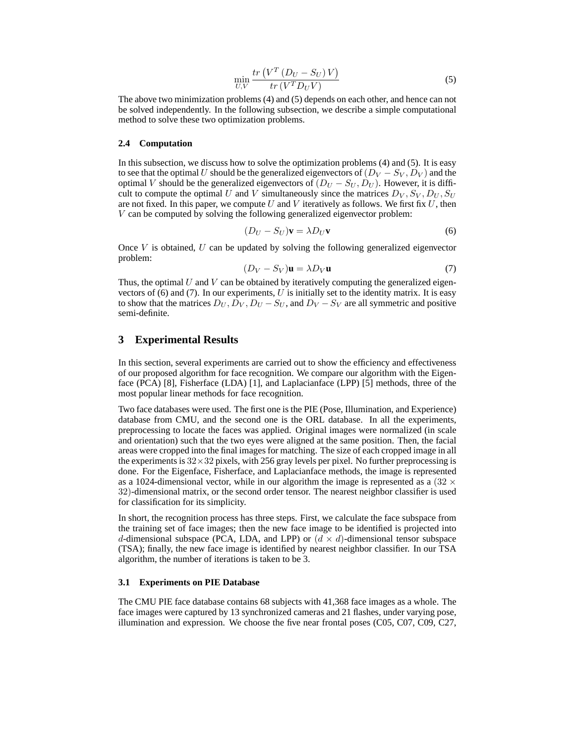$$\min_{U,V} \frac{tr\left(V^T\left(D_U - S_U\right)V\right)}{tr\left(V^T D_U V\right)} \tag{5}$$

The above two minimization problems (4) and (5) depends on each other, and hence can not be solved independently. In the following subsection, we describe a simple computational method to solve these two optimization problems.

### 2.4 Computation

In this subsection, we discuss how to solve the optimization problems (4) and (5). It is easy to see that the optimal $U$ should be the generalized eigenvectors of $(D_V - S_V, D_V)$ and the optimal $V$ should be the generalized eigenvectors of $(D_U - S_U, D_U)$. However, it is difficult to compute the optimal $U$ and $V$ simultaneously since the matrices $D_V, S_V, D_U, S_U$ are not fixed. In this paper, we compute $U$ and $V$ iteratively as follows. We first fix $U$, then $V$ can be computed by solving the following generalized eigenvector problem:

$$(D_U - S_U)\mathbf{v} = \lambda D_U \mathbf{v} \tag{6}$$

Once $V$ is obtained, $U$ can be updated by solving the following generalized eigenvector problem:

$$(D_V - S_V)\mathbf{u} = \lambda D_V \mathbf{u} \tag{7}$$

Thus, the optimal $U$ and $V$ can be obtained by iteratively computing the generalized eigenvectors of (6) and (7). In our experiments, $U$ is initially set to the identity matrix. It is easy to show that the matrices $D_U, D_V, D_U - S_U$, and $D_V - S_V$ are all symmetric and positive semi-definite.

## 3 Experimental Results

In this section, several experiments are carried out to show the efficiency and effectiveness of our proposed algorithm for face recognition. We compare our algorithm with the Eigenface (PCA) [8], Fisherface (LDA) [1], and Laplacianface (LPP) [5] methods, three of the most popular linear methods for face recognition.

Two face databases were used. The first one is the PIE (Pose, Illumination, and Experience) database from CMU, and the second one is the ORL database. In all the experiments, preprocessing to locate the faces was applied. Original images were normalized (in scale and orientation) such that the two eyes were aligned at the same position. Then, the facial areas were cropped into the final images for matching. The size of each cropped image in all the experiments is $32\times 32$ pixels, with 256 gray levels per pixel. No further preprocessing is done. For the Eigenface, Fisherface, and Laplacianface methods, the image is represented as a 1024-dimensional vector, while in our algorithm the image is represented as a $(32 \times 32)$-dimensional matrix, or the second order tensor. The nearest neighbor classifier is used for classification for its simplicity.

In short, the recognition process has three steps. First, we calculate the face subspace from the training set of face images; then the new face image to be identified is projected into $d$-dimensional subspace (PCA, LDA, and LPP) or $(d \times d)$-dimensional tensor subspace (TSA); finally, the new face image is identified by nearest neighbor classifier. In our TSA algorithm, the number of iterations is taken to be 3.

### 3.1 Experiments on PIE Database

The CMU PIE face database contains 68 subjects with 41,368 face images as a whole. The face images were captured by 13 synchronized cameras and 21 flashes, under varying pose, illumination and expression. We choose the five near frontal poses (C05, C07, C09, C27,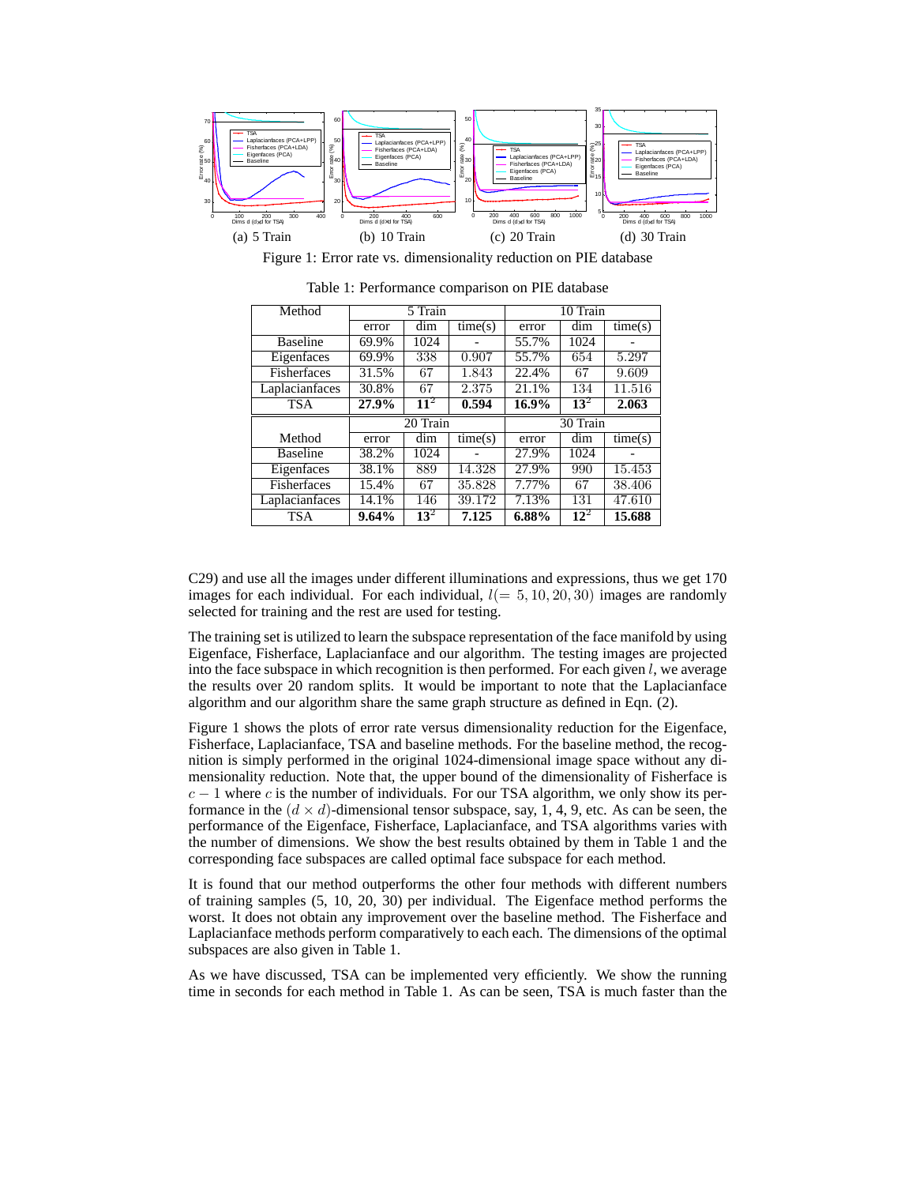(a) 5 Train (b) 10 Train (c) 20 Train (d) 30 Train

Figure 1: Error rate vs. dimensionality reduction on PIE database

Table 1: Performance comparison on PIE database

| Method | 5 Train | | | 10 Train | | |
|---|---|---|---|---|---|---|
| | error | dim | time(s) | error | dim | time(s) |
| Baseline | 69.9% | 1024 | - | 55.7% | 1024 | - |
| Eigenfaces | 69.9% | 338 | 0.907 | 55.7% | 654 | 5.297 |
| Fisherfaces | 31.5% | 67 | 1.843 | 22.4% | 67 | 9.609 |
| Laplacianfaces | 30.8% | 67 | 2.375 | 21.1% | 134 | 11.516 |
| TSA | **27.9%** | $\mathbf{11^2}$ | **0.594** | **16.9%** | $\mathbf{13^2}$ | **2.063** |
| | 20 Train | | | 30 Train | | |
| Method | error | dim | time(s) | error | dim | time(s) |
| Baseline | 38.2% | 1024 | - | 27.9% | 1024 | - |
| Eigenfaces | 38.1% | 889 | 14.328 | 27.9% | 990 | 15.453 |
| Fisherfaces | 15.4% | 67 | 35.828 | 7.77% | 67 | 38.406 |
| Laplacianfaces | 14.1% | 146 | 39.172 | 7.13% | 131 | 47.610 |
| TSA | **9.64%** | $\mathbf{13^2}$ | **7.125** | **6.88%** | $\mathbf{12^2}$ | **15.688** |

C29) and use all the images under different illuminations and expressions, thus we get 170 images for each individual. For each individual, $l(= 5, 10, 20, 30)$ images are randomly selected for training and the rest are used for testing.

The training set is utilized to learn the subspace representation of the face manifold by using Eigenface, Fisherface, Laplacianface and our algorithm. The testing images are projected into the face subspace in which recognition is then performed. For each given $l$, we average the results over 20 random splits. It would be important to note that the Laplacianface algorithm and our algorithm share the same graph structure as defined in Eqn. (2).

Figure 1 shows the plots of error rate versus dimensionality reduction for the Eigenface, Fisherface, Laplacianface, TSA and baseline methods. For the baseline method, the recognition is simply performed in the original 1024-dimensional image space without any dimensionality reduction. Note that, the upper bound of the dimensionality of Fisherface is $c - 1$ where $c$ is the number of individuals. For our TSA algorithm, we only show its performance in the $(d \times d)$-dimensional tensor subspace, say, 1, 4, 9, etc. As can be seen, the performance of the Eigenface, Fisherface, Laplacianface, and TSA algorithms varies with the number of dimensions. We show the best results obtained by them in Table 1 and the corresponding face subspaces are called optimal face subspace for each method.

It is found that our method outperforms the other four methods with different numbers of training samples (5, 10, 20, 30) per individual. The Eigenface method performs the worst. It does not obtain any improvement over the baseline method. The Fisherface and Laplacianface methods perform comparatively to each each. The dimensions of the optimal subspaces are also given in Table 1.

As we have discussed, TSA can be implemented very efficiently. We show the running time in seconds for each method in Table 1. As can be seen, TSA is much faster than the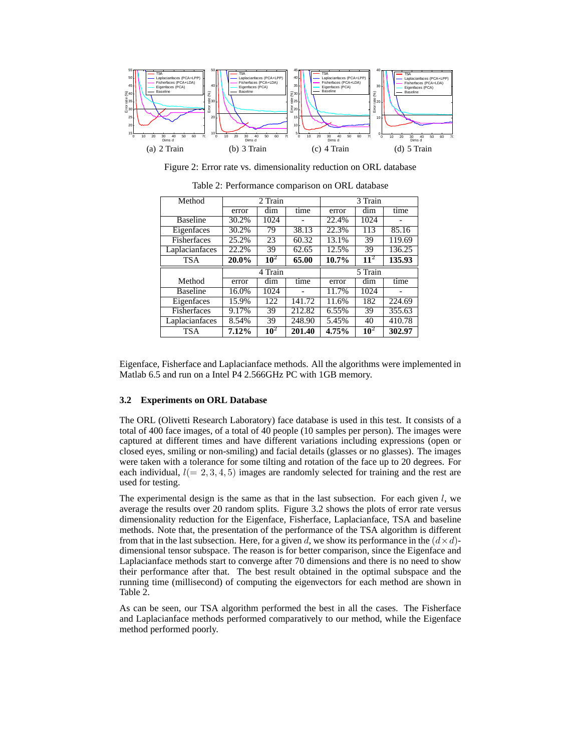(a) 2 Train (b) 3 Train (c) 4 Train (d) 5 Train

Figure 2: Error rate vs. dimensionality reduction on ORL database

Table 2: Performance comparison on ORL database

| Method | 2 Train | | | 3 Train | | |
|---|---|---|---|---|---|---|
| | error | dim | time | error | dim | time |
| Baseline | 30.2% | 1024 | - | 22.4% | 1024 | - |
| Eigenfaces | 30.2% | 79 | 38.13 | 22.3% | 113 | 85.16 |
| Fisherfaces | 25.2% | 23 | 60.32 | 13.1% | 39 | 119.69 |
| Laplacianfaces | 22.2% | 39 | 62.65 | 12.5% | 39 | 136.25 |
| TSA | **20.0%** | $\mathbf{10^2}$ | **65.00** | **10.7%** | $\mathbf{11^2}$ | **135.93** |
| | 4 Train | | | 5 Train | | |
| Method | error | dim | time | error | dim | time |
| Baseline | 16.0% | 1024 | - | 11.7% | 1024 | - |
| Eigenfaces | 15.9% | 122 | 141.72 | 11.6% | 182 | 224.69 |
| Fisherfaces | 9.17% | 39 | 212.82 | 6.55% | 39 | 355.63 |
| Laplacianfaces | 8.54% | 39 | 248.90 | 5.45% | 40 | 410.78 |
| TSA | **7.12%** | $\mathbf{10^2}$ | **201.40** | **4.75%** | $\mathbf{10^2}$ | **302.97** |

Eigenface, Fisherface and Laplacianface methods. All the algorithms were implemented in Matlab 6.5 and run on a Intel P4 2.566GHz PC with 1GB memory.

### 3.2 Experiments on ORL Database

The ORL (Olivetti Research Laboratory) face database is used in this test. It consists of a total of 400 face images, of a total of 40 people (10 samples per person). The images were captured at different times and have different variations including expressions (open or closed eyes, smiling or non-smiling) and facial details (glasses or no glasses). The images were taken with a tolerance for some tilting and rotation of the face up to 20 degrees. For each individual, $l(= 2, 3, 4, 5)$ images are randomly selected for training and the rest are used for testing.

The experimental design is the same as that in the last subsection. For each given $l$, we average the results over 20 random splits. Figure 3.2 shows the plots of error rate versus dimensionality reduction for the Eigenface, Fisherface, Laplacianface, TSA and baseline methods. Note that, the presentation of the performance of the TSA algorithm is different from that in the last subsection. Here, for a given $d$, we show its performance in the $(d \times d)$-dimensional tensor subspace. The reason is for better comparison, since the Eigenface and Laplacianface methods start to converge after 70 dimensions and there is no need to show their performance after that. The best result obtained in the optimal subspace and the running time (millisecond) of computing the eigenvectors for each method are shown in Table 2.

As can be seen, our TSA algorithm performed the best in all the cases. The Fisherface and Laplacianface methods performed comparatively to our method, while the Eigenface method performed poorly.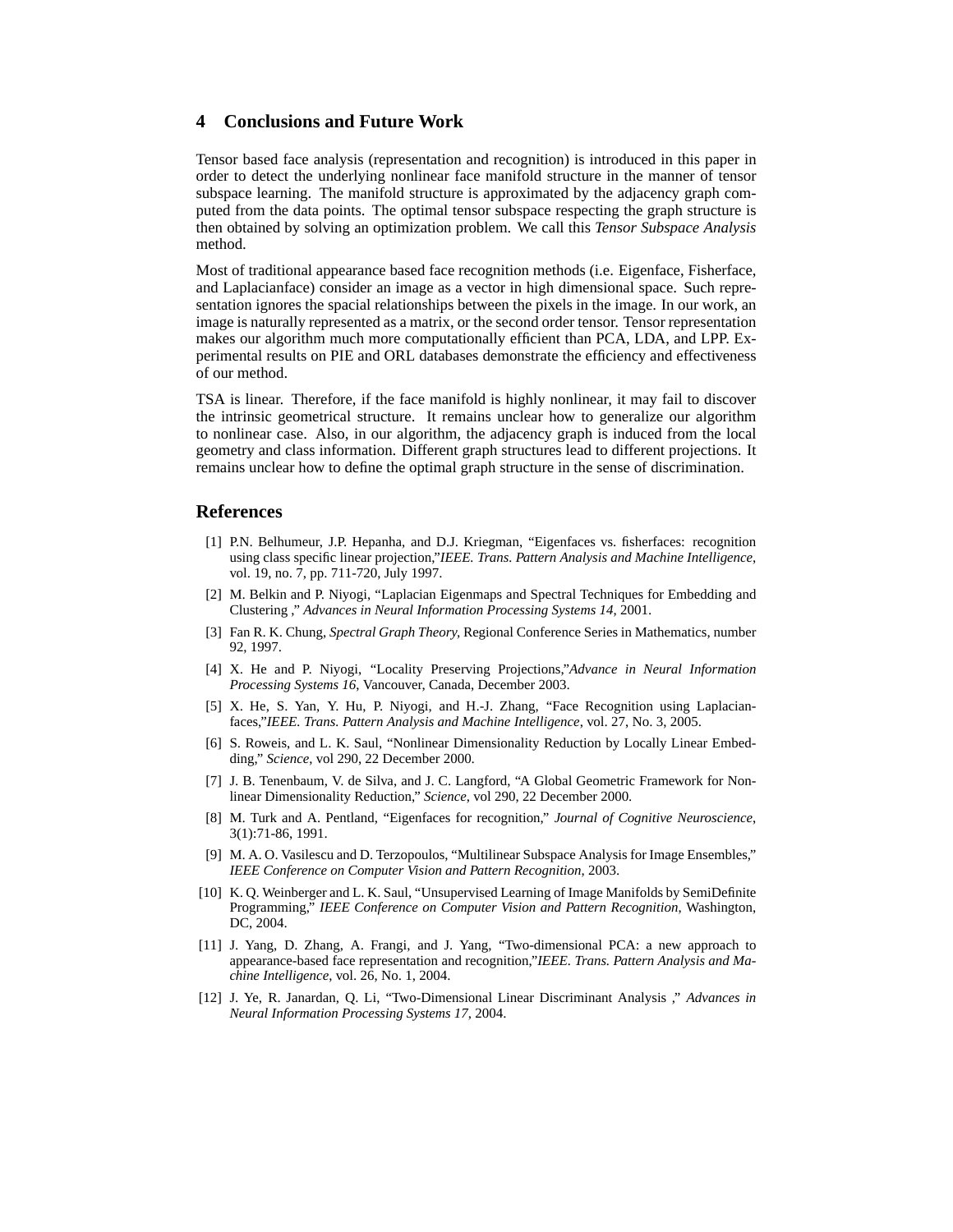## 4 Conclusions and Future Work

Tensor based face analysis (representation and recognition) is introduced in this paper in order to detect the underlying nonlinear face manifold structure in the manner of tensor subspace learning. The manifold structure is approximated by the adjacency graph computed from the data points. The optimal tensor subspace respecting the graph structure is then obtained by solving an optimization problem. We call this *Tensor Subspace Analysis* method.

Most of traditional appearance based face recognition methods (i.e. Eigenface, Fisherface, and Laplacianface) consider an image as a vector in high dimensional space. Such representation ignores the spacial relationships between the pixels in the image. In our work, an image is naturally represented as a matrix, or the second order tensor. Tensor representation makes our algorithm much more computationally efficient than PCA, LDA, and LPP. Experimental results on PIE and ORL databases demonstrate the efficiency and effectiveness of our method.

TSA is linear. Therefore, if the face manifold is highly nonlinear, it may fail to discover the intrinsic geometrical structure. It remains unclear how to generalize our algorithm to nonlinear case. Also, in our algorithm, the adjacency graph is induced from the local geometry and class information. Different graph structures lead to different projections. It remains unclear how to define the optimal graph structure in the sense of discrimination.

## References

[1] P.N. Belhumeur, J.P. Hepanha, and D.J. Kriegman, "Eigenfaces vs. fisherfaces: recognition using class specific linear projection,"*IEEE. Trans. Pattern Analysis and Machine Intelligence*, vol. 19, no. 7, pp. 711-720, July 1997.

[2] M. Belkin and P. Niyogi, "Laplacian Eigenmaps and Spectral Techniques for Embedding and Clustering ," *Advances in Neural Information Processing Systems 14*, 2001.

[3] Fan R. K. Chung, *Spectral Graph Theory*, Regional Conference Series in Mathematics, number 92, 1997.

[4] X. He and P. Niyogi, "Locality Preserving Projections,"*Advance in Neural Information Processing Systems 16*, Vancouver, Canada, December 2003.

[5] X. He, S. Yan, Y. Hu, P. Niyogi, and H.-J. Zhang, "Face Recognition using Laplacianfaces,"*IEEE. Trans. Pattern Analysis and Machine Intelligence*, vol. 27, No. 3, 2005.

[6] S. Roweis, and L. K. Saul, "Nonlinear Dimensionality Reduction by Locally Linear Embedding," *Science*, vol 290, 22 December 2000.

[7] J. B. Tenenbaum, V. de Silva, and J. C. Langford, "A Global Geometric Framework for Nonlinear Dimensionality Reduction," *Science*, vol 290, 22 December 2000.

[8] M. Turk and A. Pentland, "Eigenfaces for recognition," *Journal of Cognitive Neuroscience*, 3(1):71-86, 1991.

[9] M. A. O. Vasilescu and D. Terzopoulos, "Multilinear Subspace Analysis for Image Ensembles," *IEEE Conference on Computer Vision and Pattern Recognition*, 2003.

[10] K. Q. Weinberger and L. K. Saul, "Unsupervised Learning of Image Manifolds by SemiDefinite Programming," *IEEE Conference on Computer Vision and Pattern Recognition*, Washington, DC, 2004.

[11] J. Yang, D. Zhang, A. Frangi, and J. Yang, "Two-dimensional PCA: a new approach to appearance-based face representation and recognition,"*IEEE. Trans. Pattern Analysis and Machine Intelligence*, vol. 26, No. 1, 2004.

[12] J. Ye, R. Janardan, Q. Li, "Two-Dimensional Linear Discriminant Analysis ," *Advances in Neural Information Processing Systems 17*, 2004.